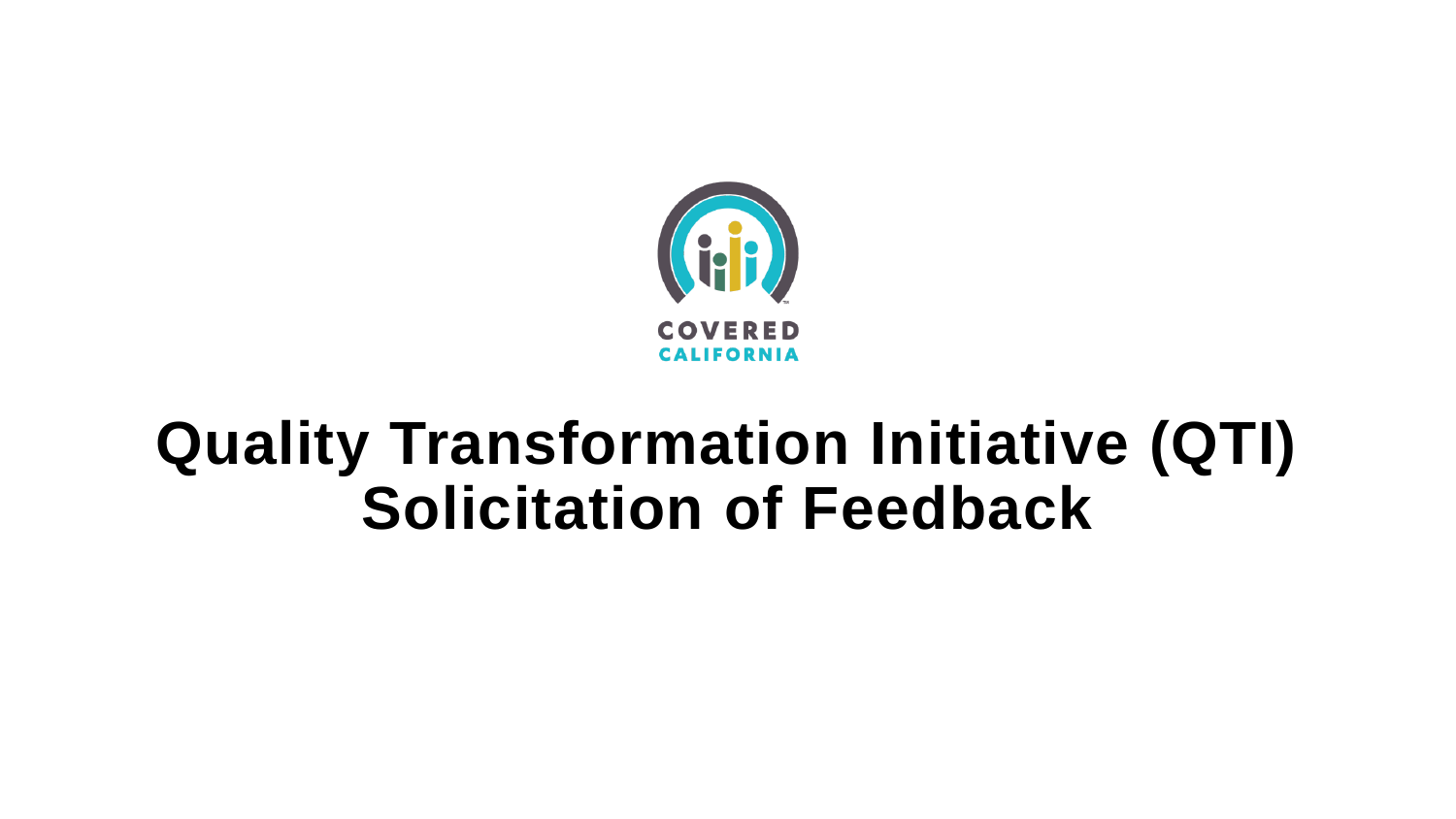COVERED CALIFORNIA

# Quality Transformation Initiative (QTI) Solicitation of Feedback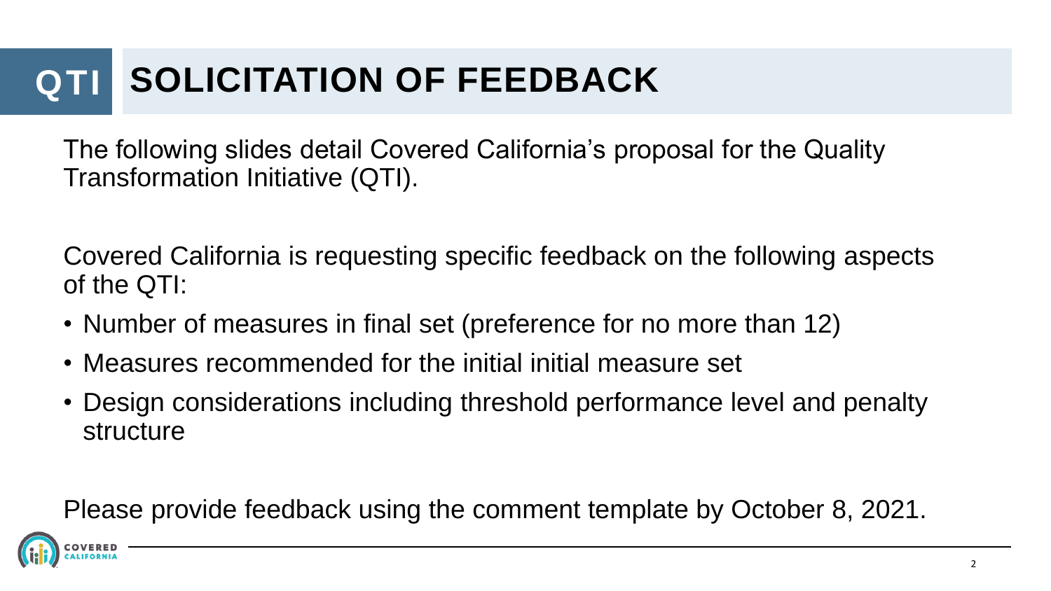# QTI SOLICITATION OF FEEDBACK

The following slides detail Covered California's proposal for the Quality Transformation Initiative (QTI).

Covered California is requesting specific feedback on the following aspects of the QTI:

- Number of measures in final set (preference for no more than 12)
- Measures recommended for the initial initial measure set
- Design considerations including threshold performance level and penalty structure

Please provide feedback using the comment template by October 8, 2021.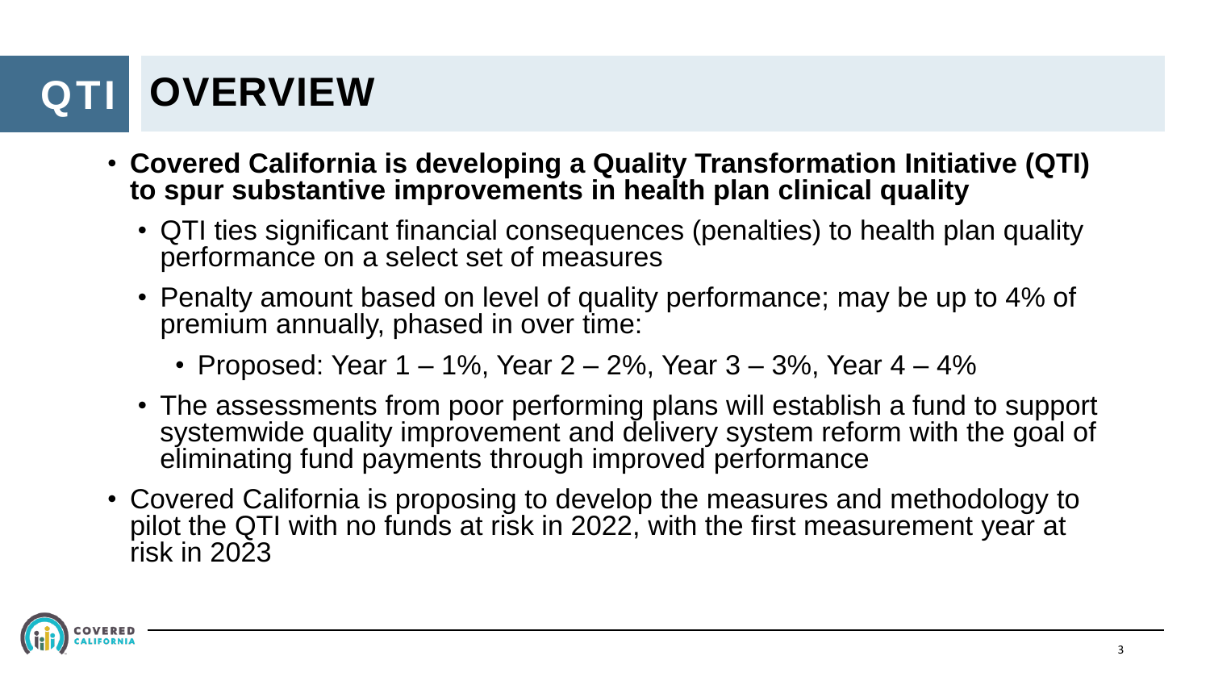# QTI OVERVIEW

- **Covered California is developing a Quality Transformation Initiative (QTI) to spur substantive improvements in health plan clinical quality**
  - QTI ties significant financial consequences (penalties) to health plan quality performance on a select set of measures
  - Penalty amount based on level of quality performance; may be up to 4% of premium annually, phased in over time:
    - Proposed: Year 1 – 1%, Year 2 – 2%, Year 3 – 3%, Year 4 – 4%
  - The assessments from poor performing plans will establish a fund to support systemwide quality improvement and delivery system reform with the goal of eliminating fund payments through improved performance
- Covered California is proposing to develop the measures and methodology to pilot the QTI with no funds at risk in 2022, with the first measurement year at risk in 2023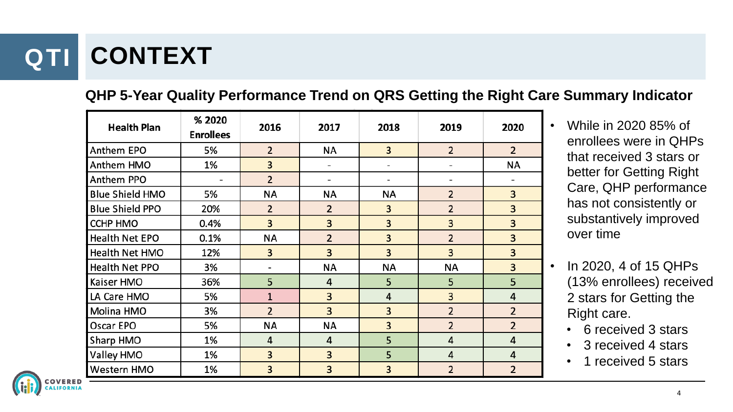# QTI CONTEXT

## QHP 5-Year Quality Performance Trend on QRS Getting the Right Care Summary Indicator

| Health Plan | % 2020 Enrollees | 2016 | 2017 | 2018 | 2019 | 2020 |
|---|---|---|---|---|---|---|
| Anthem EPO | 5% | 2 | NA | 3 | 2 | 2 |
| Anthem HMO | 1% | 3 | - | - | - | NA |
| Anthem PPO | - | 2 | - | - | - | - |
| Blue Shield HMO | 5% | NA | NA | NA | 2 | 3 |
| Blue Shield PPO | 20% | 2 | 2 | 3 | 2 | 3 |
| CCHP HMO | 0.4% | 3 | 3 | 3 | 3 | 3 |
| Health Net EPO | 0.1% | NA | 2 | 3 | 2 | 3 |
| Health Net HMO | 12% | 3 | 3 | 3 | 3 | 3 |
| Health Net PPO | 3% | - | NA | NA | NA | 3 |
| Kaiser HMO | 36% | 5 | 4 | 5 | 5 | 5 |
| LA Care HMO | 5% | 1 | 3 | 4 | 3 | 4 |
| Molina HMO | 3% | 2 | 3 | 3 | 2 | 2 |
| Oscar EPO | 5% | NA | NA | 3 | 2 | 2 |
| Sharp HMO | 1% | 4 | 4 | 5 | 4 | 4 |
| Valley HMO | 1% | 3 | 3 | 5 | 4 | 4 |
| Western HMO | 1% | 3 | 3 | 3 | 2 | 2 |

- While in 2020 85% of enrollees were in QHPs that received 3 stars or better for Getting Right Care, QHP performance has not consistently or substantively improved over time
- In 2020, 4 of 15 QHPs (13% enrollees) received 2 stars for Getting the Right care.
  - 6 received 3 stars
  - 3 received 4 stars
  - 1 received 5 stars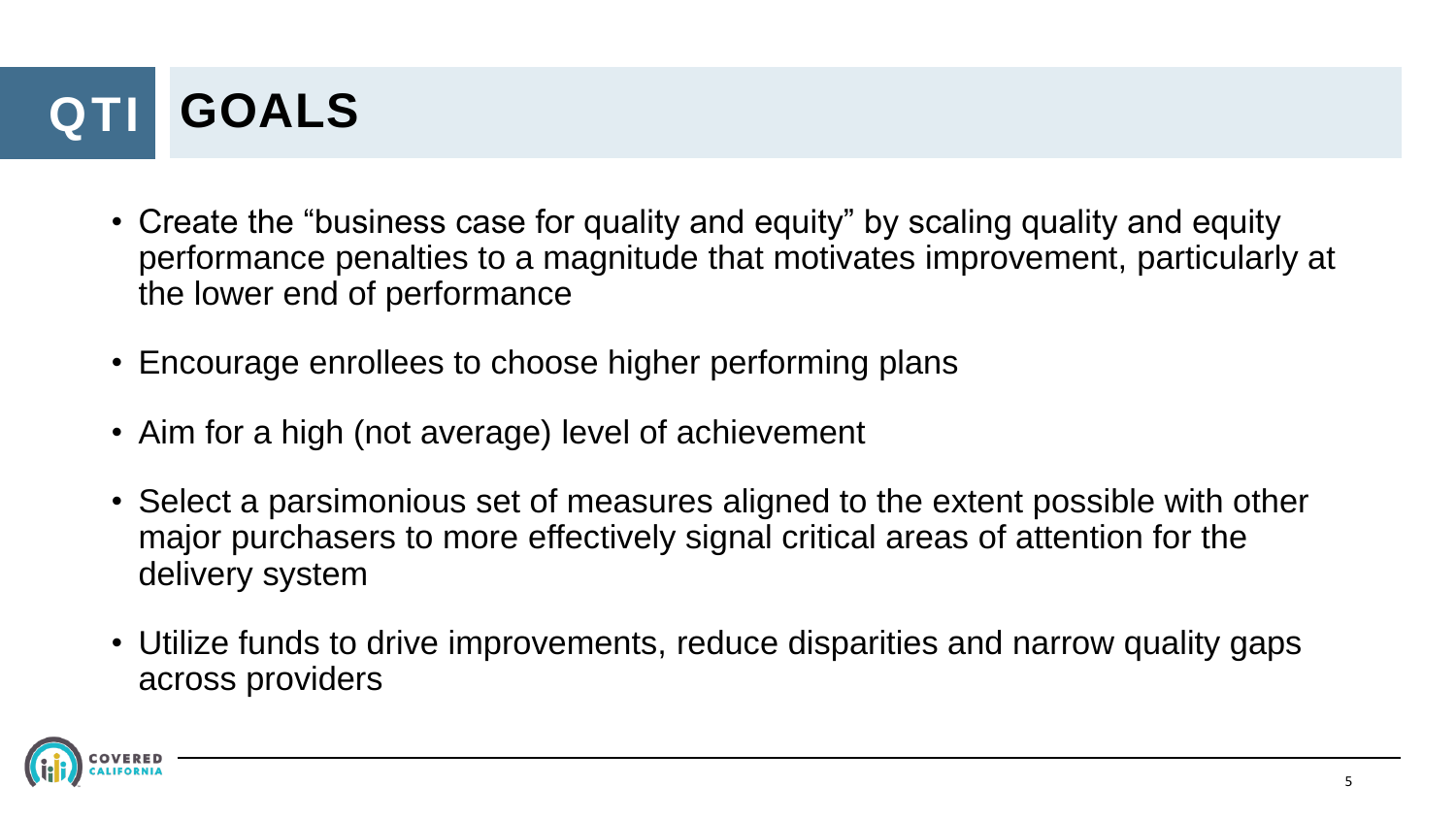# QTI GOALS

- Create the "business case for quality and equity" by scaling quality and equity performance penalties to a magnitude that motivates improvement, particularly at the lower end of performance
- Encourage enrollees to choose higher performing plans
- Aim for a high (not average) level of achievement
- Select a parsimonious set of measures aligned to the extent possible with other major purchasers to more effectively signal critical areas of attention for the delivery system
- Utilize funds to drive improvements, reduce disparities and narrow quality gaps across providers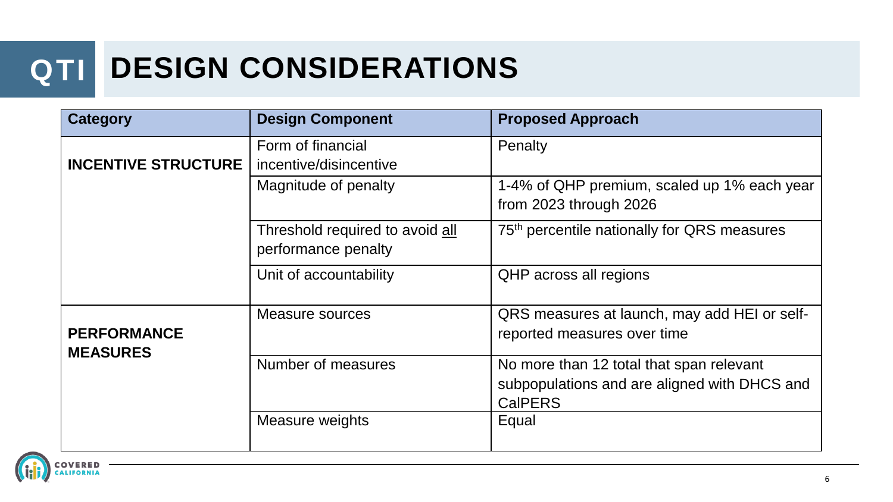# QTI DESIGN CONSIDERATIONS

| Category | Design Component | Proposed Approach |
| --- | --- | --- |
| **INCENTIVE STRUCTURE** | Form of financial incentive/disincentive | Penalty |
| | Magnitude of penalty | 1-4% of QHP premium, scaled up 1% each year from 2023 through 2026 |
| | Threshold required to avoid all performance penalty | 75th percentile nationally for QRS measures |
| | Unit of accountability | QHP across all regions |
| **PERFORMANCE MEASURES** | Measure sources | QRS measures at launch, may add HEI or self-reported measures over time |
| | Number of measures | No more than 12 total that span relevant subpopulations and are aligned with DHCS and CalPERS |
| | Measure weights | Equal |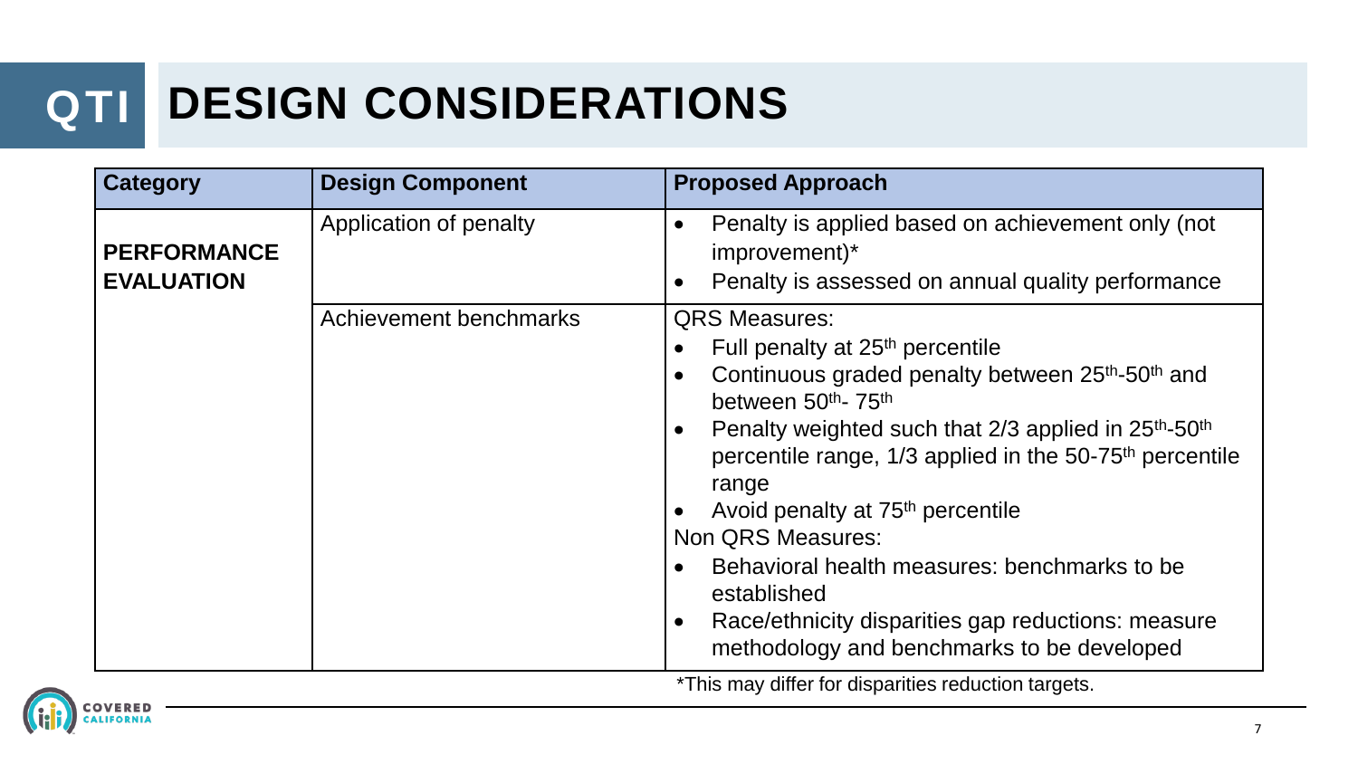# QTI DESIGN CONSIDERATIONS

| Category | Design Component | Proposed Approach |
|---|---|---|
| **PERFORMANCE EVALUATION** | Application of penalty | • Penalty is applied based on achievement only (not improvement)*<br>• Penalty is assessed on annual quality performance |
| | Achievement benchmarks | QRS Measures:<br>• Full penalty at 25th percentile<br>• Continuous graded penalty between 25th-50th and between 50th- 75th<br>• Penalty weighted such that 2/3 applied in 25th-50th percentile range, 1/3 applied in the 50-75th percentile range<br>• Avoid penalty at 75th percentile<br>Non QRS Measures:<br>• Behavioral health measures: benchmarks to be established<br>• Race/ethnicity disparities gap reductions: measure methodology and benchmarks to be developed |

*This may differ for disparities reduction targets.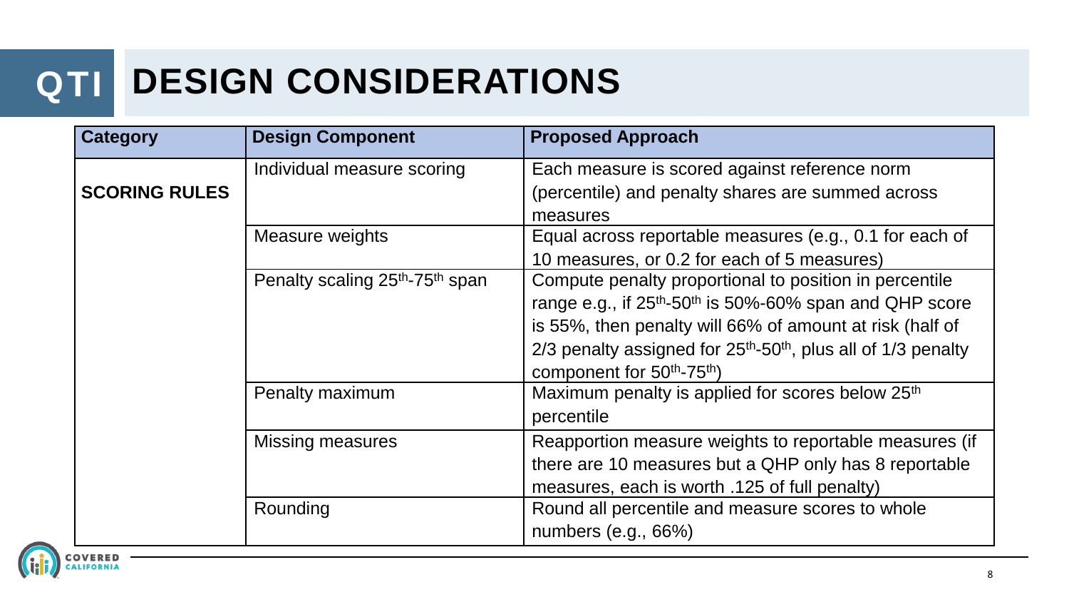# QTI DESIGN CONSIDERATIONS

| Category | Design Component | Proposed Approach |
|---|---|---|
| **SCORING RULES** | Individual measure scoring | Each measure is scored against reference norm (percentile) and penalty shares are summed across measures |
| | Measure weights | Equal across reportable measures (e.g., 0.1 for each of 10 measures, or 0.2 for each of 5 measures) |
| | Penalty scaling $25^{th}$-$75^{th}$ span | Compute penalty proportional to position in percentile range e.g., if $25^{th}$-$50^{th}$ is 50%-60% span and QHP score is 55%, then penalty will 66% of amount at risk (half of 2/3 penalty assigned for $25^{th}$-$50^{th}$, plus all of 1/3 penalty component for $50^{th}$-$75^{th}$) |
| | Penalty maximum | Maximum penalty is applied for scores below $25^{th}$ percentile |
| | Missing measures | Reapportion measure weights to reportable measures (if there are 10 measures but a QHP only has 8 reportable measures, each is worth .125 of full penalty) |
| | Rounding | Round all percentile and measure scores to whole numbers (e.g., 66%) |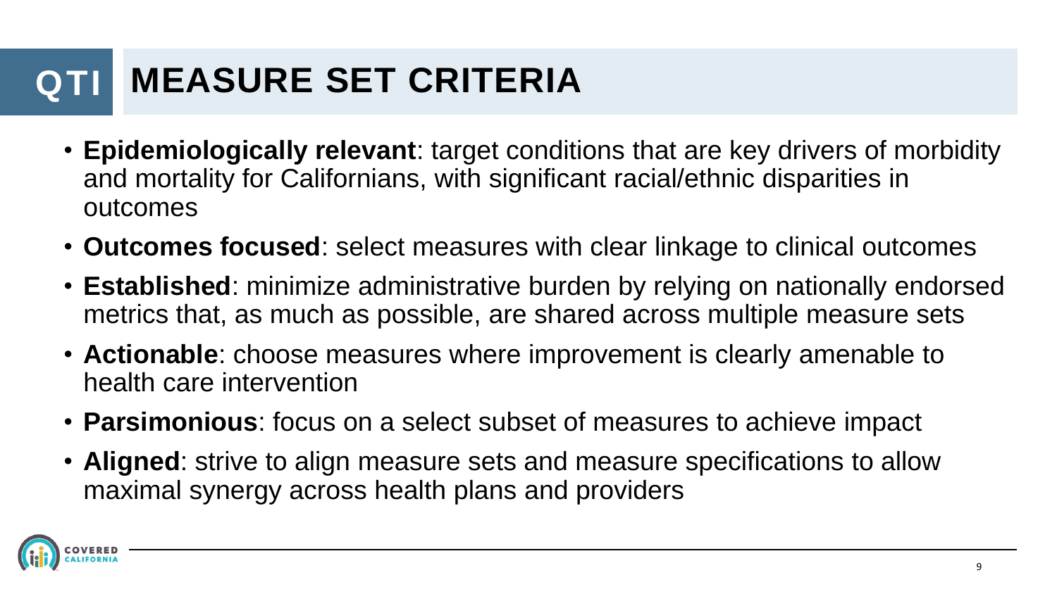# QTI MEASURE SET CRITERIA

- **Epidemiologically relevant**: target conditions that are key drivers of morbidity and mortality for Californians, with significant racial/ethnic disparities in outcomes
- **Outcomes focused**: select measures with clear linkage to clinical outcomes
- **Established**: minimize administrative burden by relying on nationally endorsed metrics that, as much as possible, are shared across multiple measure sets
- **Actionable**: choose measures where improvement is clearly amenable to health care intervention
- **Parsimonious**: focus on a select subset of measures to achieve impact
- **Aligned**: strive to align measure sets and measure specifications to allow maximal synergy across health plans and providers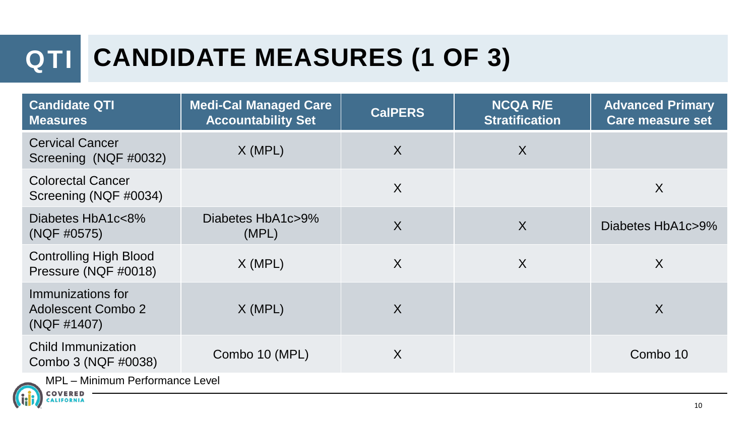# QTI CANDIDATE MEASURES (1 OF 3)

| Candidate QTI Measures | Medi-Cal Managed Care Accountability Set | CalPERS | NCQA R/E Stratification | Advanced Primary Care measure set |
|---|---|---|---|---|
| Cervical Cancer Screening (NQF #0032) | X (MPL) | X | X | |
| Colorectal Cancer Screening (NQF #0034) | | X | | X |
| Diabetes HbA1c<8% (NQF #0575) | Diabetes HbA1c>9% (MPL) | X | X | Diabetes HbA1c>9% |
| Controlling High Blood Pressure (NQF #0018) | X (MPL) | X | X | X |
| Immunizations for Adolescent Combo 2 (NQF #1407) | X (MPL) | X | | X |
| Child Immunization Combo 3 (NQF #0038) | Combo 10 (MPL) | X | | Combo 10 |

MPL – Minimum Performance Level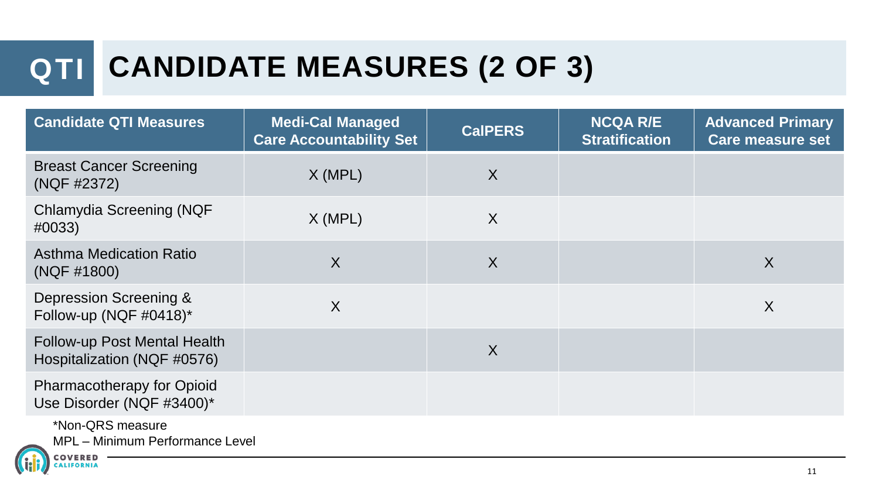# QTI CANDIDATE MEASURES (2 OF 3)

| Candidate QTI Measures | Medi-Cal Managed Care Accountability Set | CalPERS | NCQA R/E Stratification | Advanced Primary Care measure set |
|---|---|---|---|---|
| Breast Cancer Screening (NQF #2372) | X (MPL) | X | | |
| Chlamydia Screening (NQF #0033) | X (MPL) | X | | |
| Asthma Medication Ratio (NQF #1800) | X | X | | X |
| Depression Screening & Follow-up (NQF #0418)* | X | | | X |
| Follow-up Post Mental Health Hospitalization (NQF #0576) | | X | | |
| Pharmacotherapy for Opioid Use Disorder (NQF #3400)* | | | | |

*Non-QRS measure

MPL – Minimum Performance Level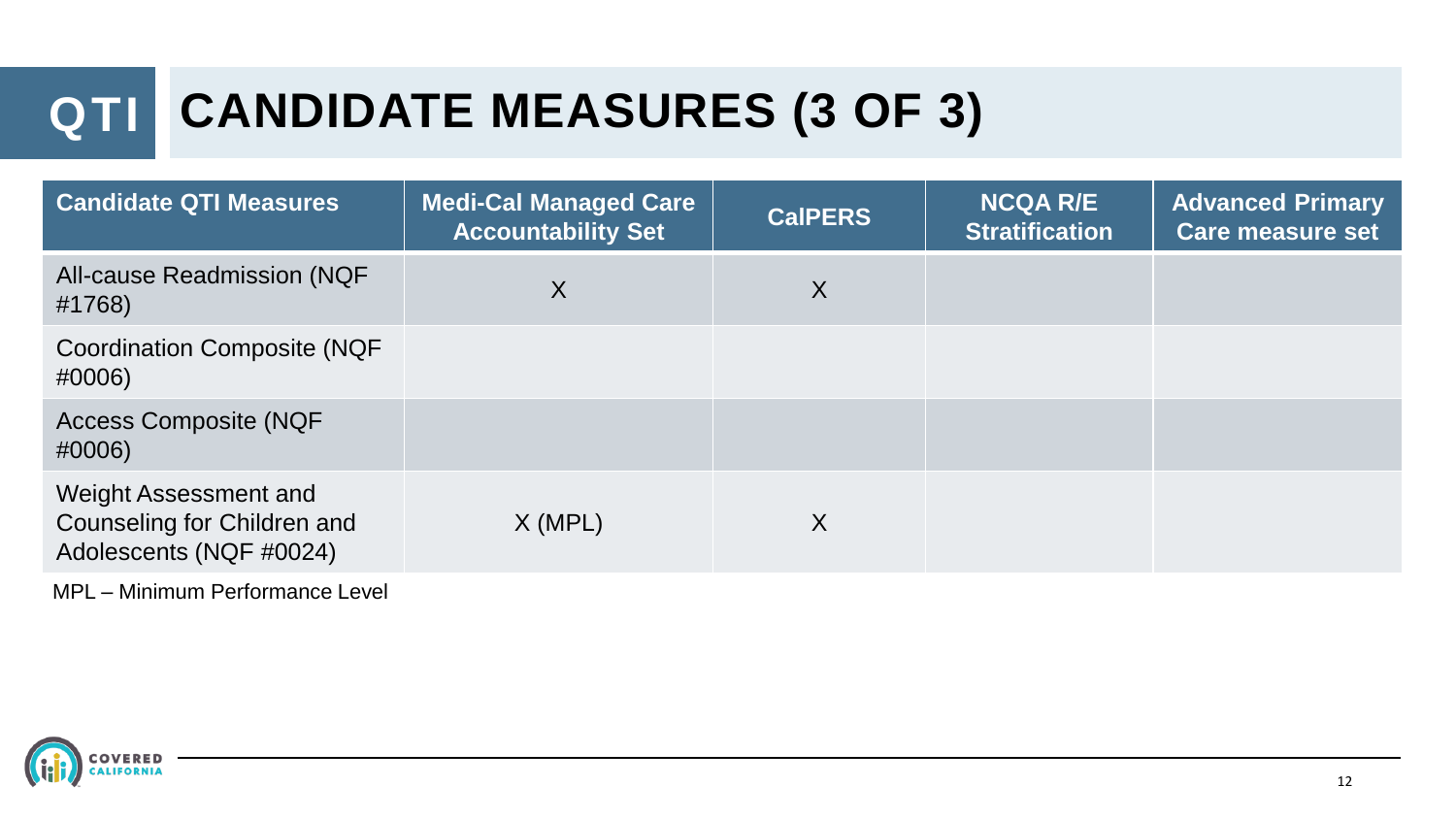# QTI CANDIDATE MEASURES (3 OF 3)

| Candidate QTI Measures | Medi-Cal Managed Care Accountability Set | CalPERS | NCQA R/E Stratification | Advanced Primary Care measure set |
|---|---|---|---|---|
| All-cause Readmission (NQF #1768) | X | X | | |
| Coordination Composite (NQF #0006) | | | | |
| Access Composite (NQF #0006) | | | | |
| Weight Assessment and Counseling for Children and Adolescents (NQF #0024) | X (MPL) | X | | |

MPL – Minimum Performance Level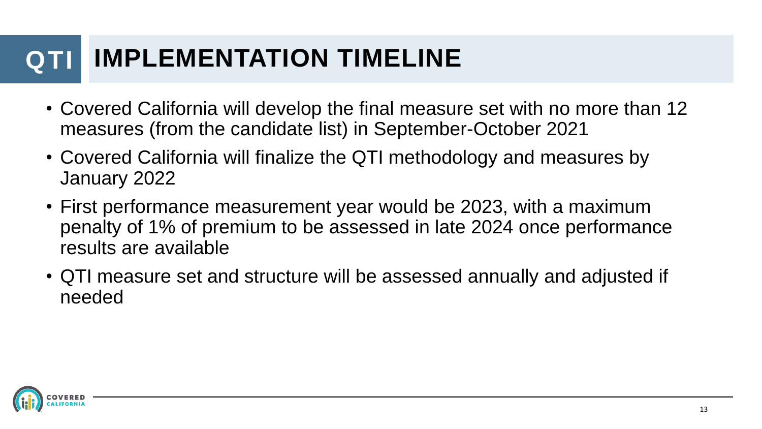# QTI IMPLEMENTATION TIMELINE

- Covered California will develop the final measure set with no more than 12 measures (from the candidate list) in September-October 2021
- Covered California will finalize the QTI methodology and measures by January 2022
- First performance measurement year would be 2023, with a maximum penalty of 1% of premium to be assessed in late 2024 once performance results are available
- QTI measure set and structure will be assessed annually and adjusted if needed